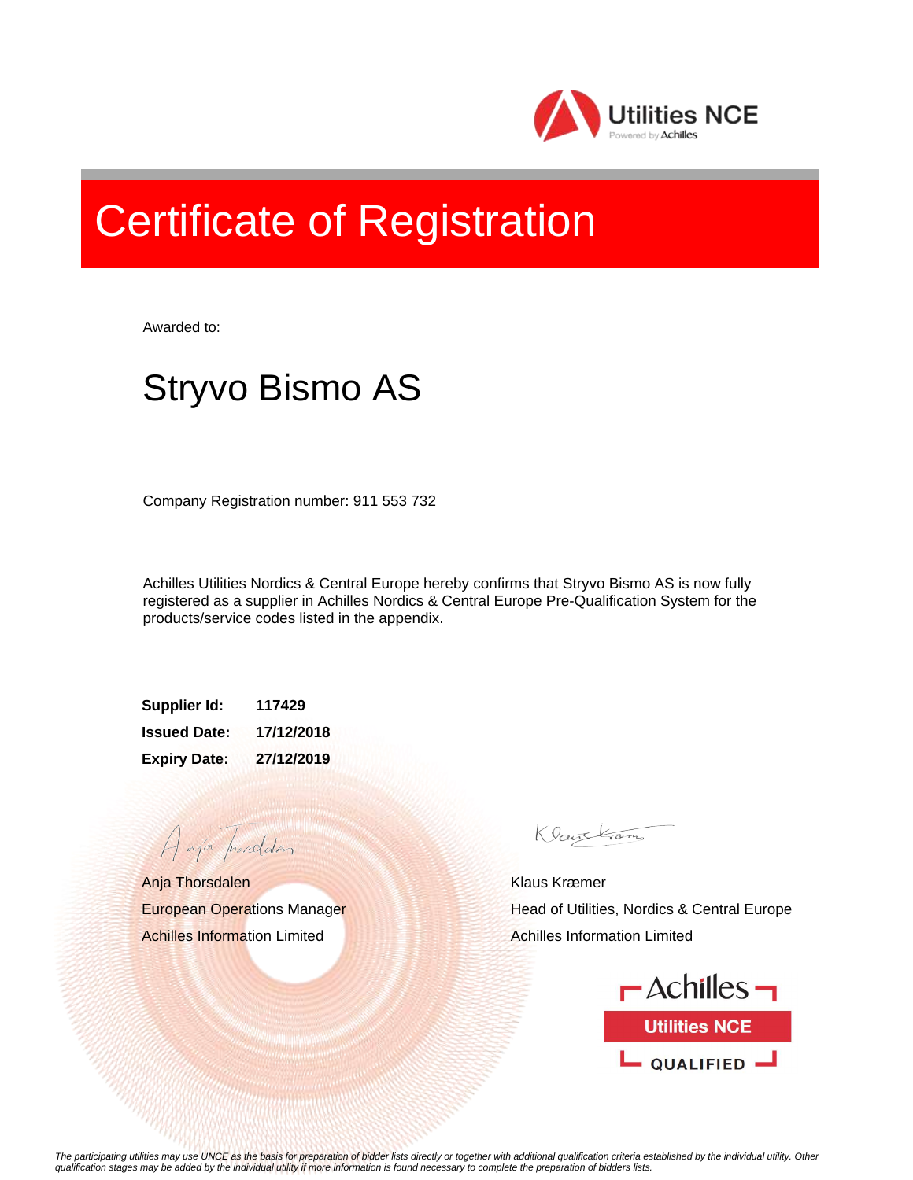Utilities NCE
Powered by Achilles

# Certificate of Registration

Awarded to:

## Stryvo Bismo AS

Company Registration number: 911 553 732

Achilles Utilities Nordics & Central Europe hereby confirms that Stryvo Bismo AS is now fully registered as a supplier in Achilles Nordics & Central Europe Pre-Qualification System for the products/service codes listed in the appendix.

**Supplier Id:** **117429**

**Issued Date:** **17/12/2018**

**Expiry Date:** **27/12/2019**

Anja Thorsdalen
European Operations Manager
Achilles Information Limited

Klaus Kræmer
Head of Utilities, Nordics & Central Europe
Achilles Information Limited

Achilles
Utilities NCE
QUALIFIED

*The participating utilities may use UNCE as the basis for preparation of bidder lists directly or together with additional qualification criteria established by the individual utility. Other qualification stages may be added by the individual utility if more information is found necessary to complete the preparation of bidders lists.*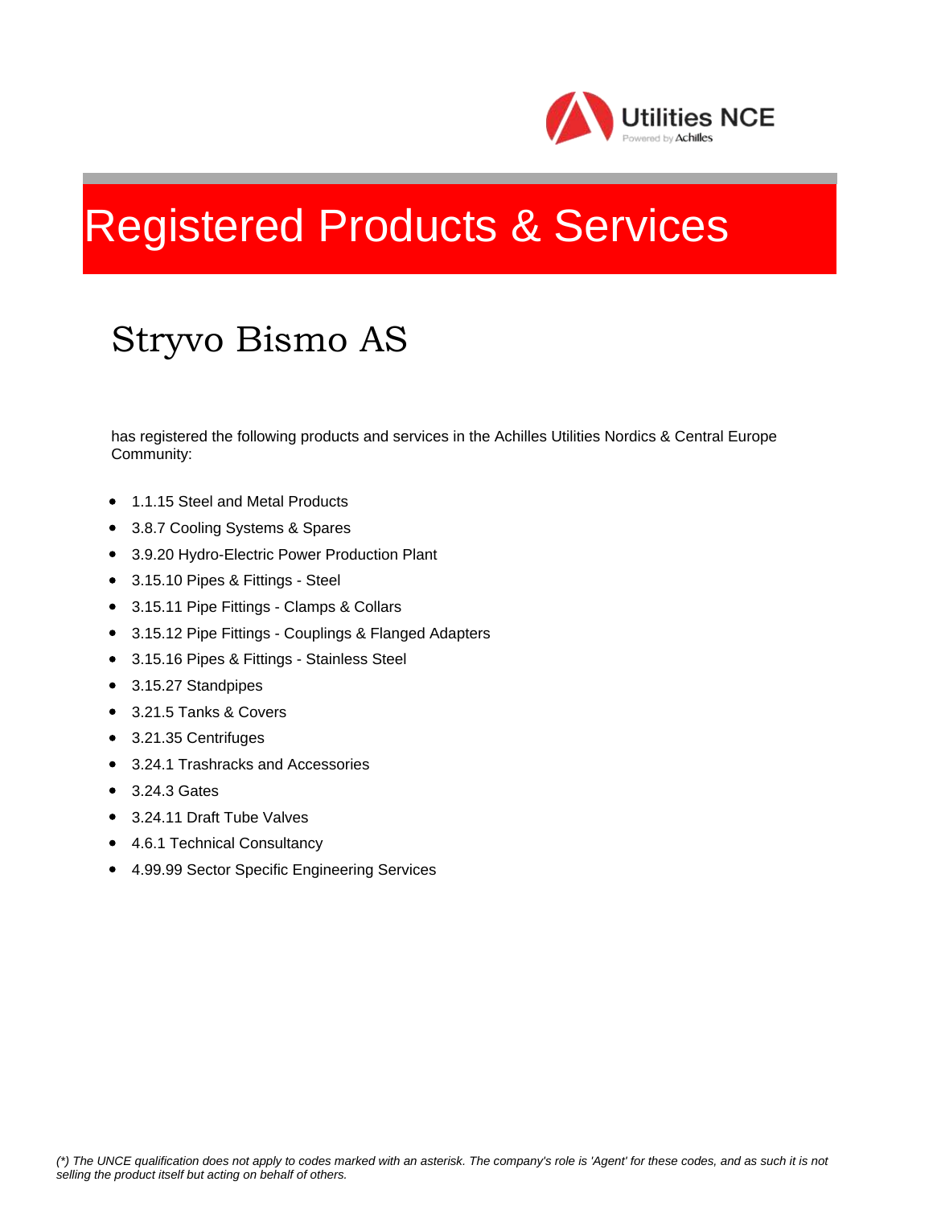Utilities NCE

Powered by Achilles

# Registered Products & Services

## Stryvo Bismo AS

has registered the following products and services in the Achilles Utilities Nordics & Central Europe Community:

- 1.1.15 Steel and Metal Products
- 3.8.7 Cooling Systems & Spares
- 3.9.20 Hydro-Electric Power Production Plant
- 3.15.10 Pipes & Fittings - Steel
- 3.15.11 Pipe Fittings - Clamps & Collars
- 3.15.12 Pipe Fittings - Couplings & Flanged Adapters
- 3.15.16 Pipes & Fittings - Stainless Steel
- 3.15.27 Standpipes
- 3.21.5 Tanks & Covers
- 3.21.35 Centrifuges
- 3.24.1 Trashracks and Accessories
- 3.24.3 Gates
- 3.24.11 Draft Tube Valves
- 4.6.1 Technical Consultancy
- 4.99.99 Sector Specific Engineering Services

*(*) The UNCE qualification does not apply to codes marked with an asterisk. The company's role is 'Agent' for these codes, and as such it is not selling the product itself but acting on behalf of others.*